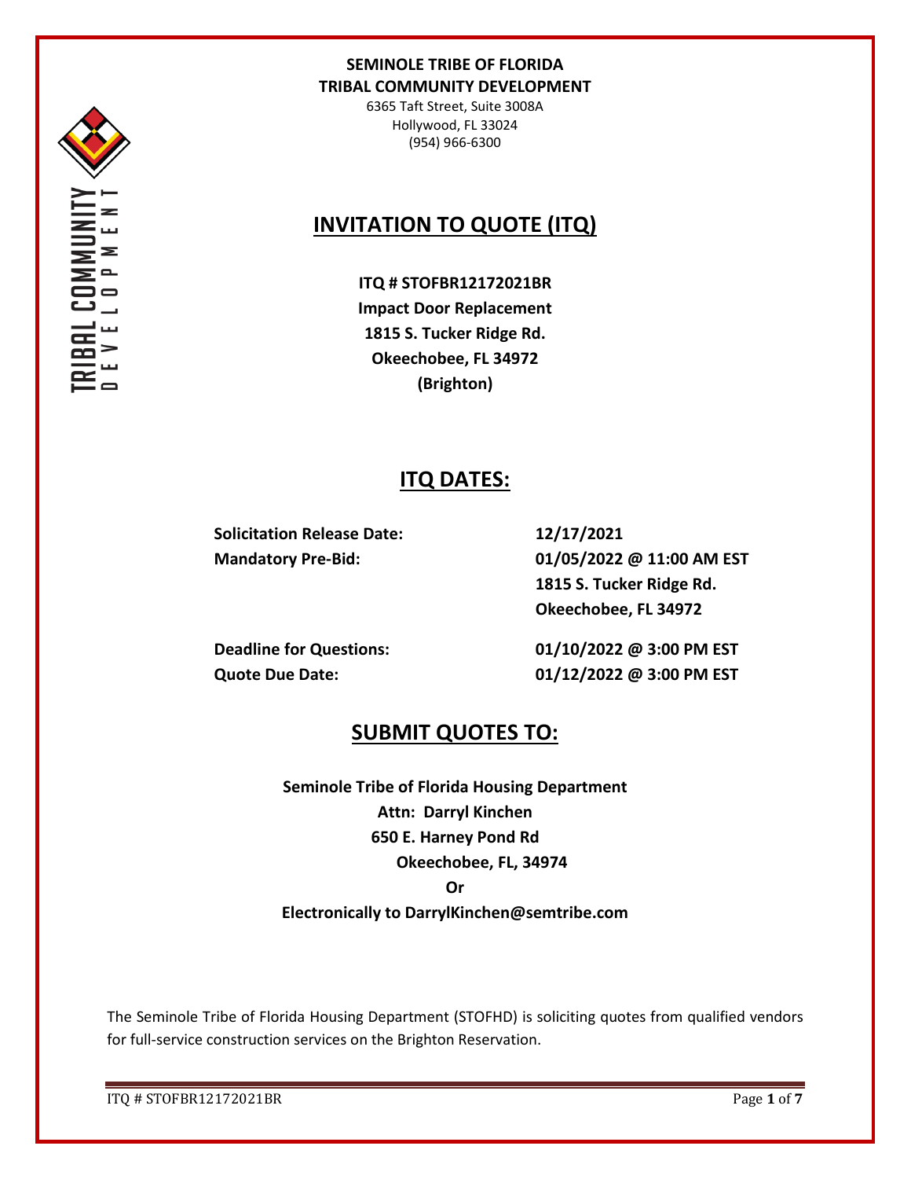**SEMINOLE TRIBE OF FLORIDA**
**TRIBAL COMMUNITY DEVELOPMENT**

6365 Taft Street, Suite 3008A
Hollywood, FL 33024
(954) 966-6300

# INVITATION TO QUOTE (ITQ)

**ITQ # STOFBR12172021BR**
**Impact Door Replacement**
**1815 S. Tucker Ridge Rd.**
**Okeechobee, FL 34972**
**(Brighton)**

## ITQ DATES:

| | |
|---|---|
| **Solicitation Release Date:** | **12/17/2021** |
| **Mandatory Pre-Bid:** | **01/05/2022 @ 11:00 AM EST**<br>**1815 S. Tucker Ridge Rd.**<br>**Okeechobee, FL 34972** |
| **Deadline for Questions:** | **01/10/2022 @ 3:00 PM EST** |
| **Quote Due Date:** | **01/12/2022 @ 3:00 PM EST** |

## SUBMIT QUOTES TO:

**Seminole Tribe of Florida Housing Department**
**Attn: Darryl Kinchen**
**650 E. Harney Pond Rd**
**Okeechobee, FL, 34974**
**Or**
**Electronically to DarrylKinchen@semtribe.com**

The Seminole Tribe of Florida Housing Department (STOFHD) is soliciting quotes from qualified vendors for full-service construction services on the Brighton Reservation.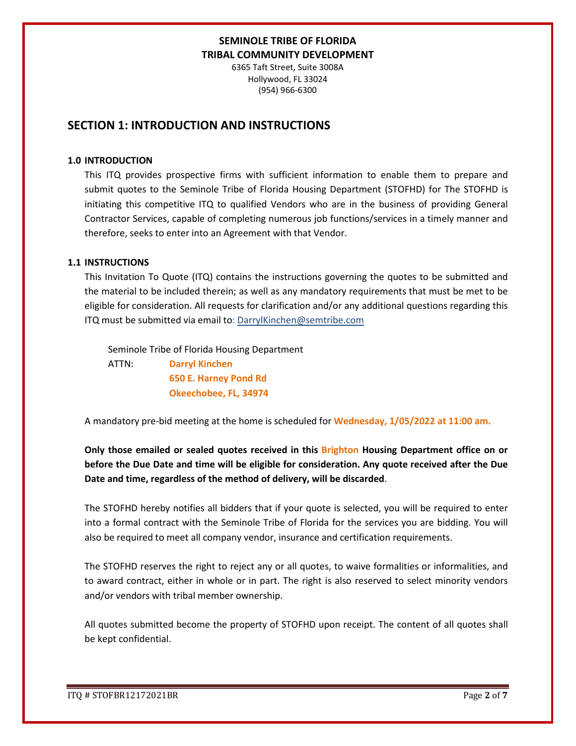**SEMINOLE TRIBE OF FLORIDA**
**TRIBAL COMMUNITY DEVELOPMENT**
6365 Taft Street, Suite 3008A
Hollywood, FL 33024
(954) 966-6300

## SECTION 1: INTRODUCTION AND INSTRUCTIONS

### 1.0 INTRODUCTION

This ITQ provides prospective firms with sufficient information to enable them to prepare and submit quotes to the Seminole Tribe of Florida Housing Department (STOFHD) for The STOFHD is initiating this competitive ITQ to qualified Vendors who are in the business of providing General Contractor Services, capable of completing numerous job functions/services in a timely manner and therefore, seeks to enter into an Agreement with that Vendor.

### 1.1 INSTRUCTIONS

This Invitation To Quote (ITQ) contains the instructions governing the quotes to be submitted and the material to be included therein; as well as any mandatory requirements that must be met to be eligible for consideration. All requests for clarification and/or any additional questions regarding this ITQ must be submitted via email to: DarrylKinchen@semtribe.com

Seminole Tribe of Florida Housing Department
ATTN: **Darryl Kinchen**
**650 E. Harney Pond Rd**
**Okeechobee, FL, 34974**

A mandatory pre-bid meeting at the home is scheduled for **Wednesday, 1/05/2022 at 11:00 am.**

**Only those emailed or sealed quotes received in this Brighton Housing Department office on or before the Due Date and time will be eligible for consideration. Any quote received after the Due Date and time, regardless of the method of delivery, will be discarded**.

The STOFHD hereby notifies all bidders that if your quote is selected, you will be required to enter into a formal contract with the Seminole Tribe of Florida for the services you are bidding. You will also be required to meet all company vendor, insurance and certification requirements.

The STOFHD reserves the right to reject any or all quotes, to waive formalities or informalities, and to award contract, either in whole or in part. The right is also reserved to select minority vendors and/or vendors with tribal member ownership.

All quotes submitted become the property of STOFHD upon receipt. The content of all quotes shall be kept confidential.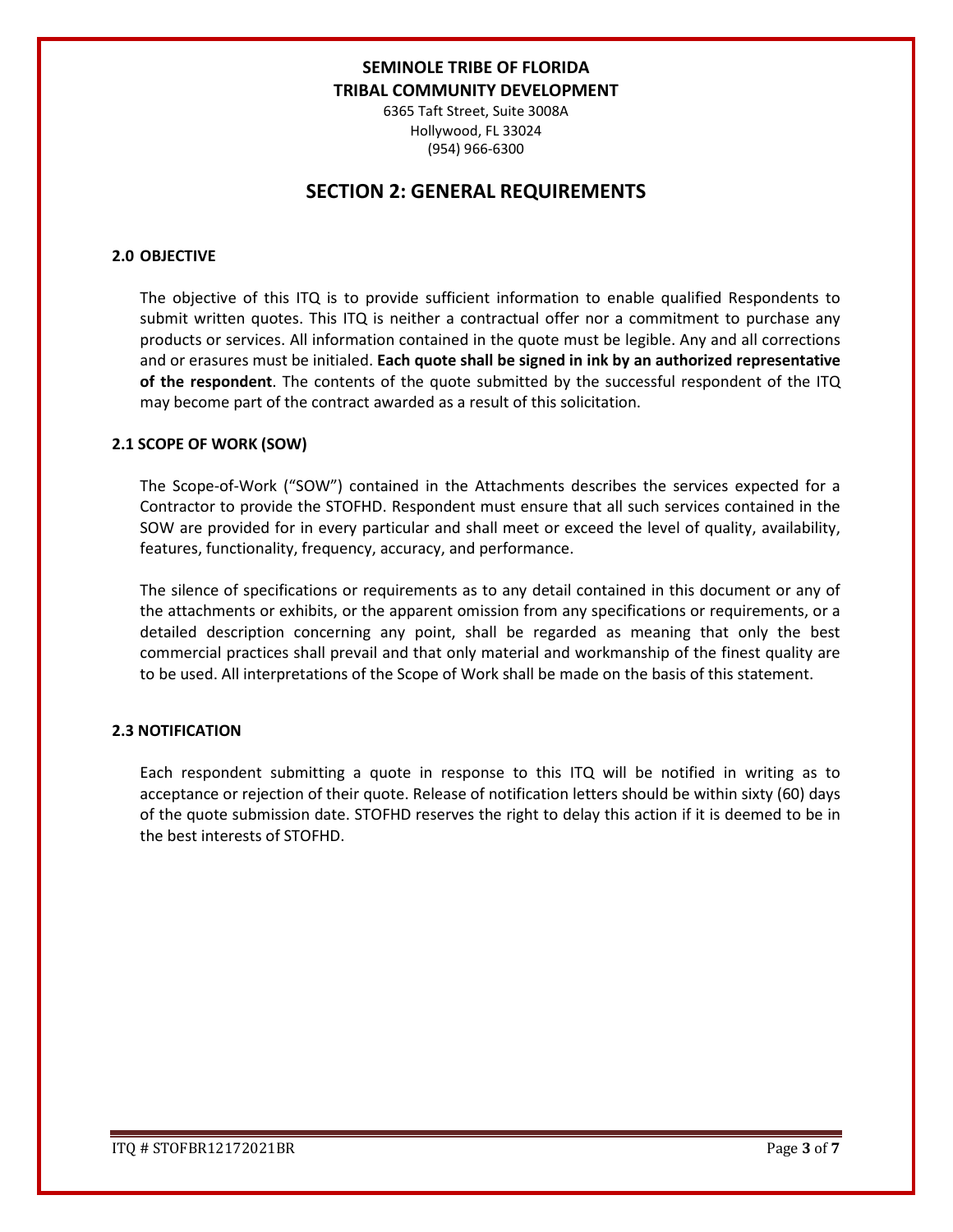**SEMINOLE TRIBE OF FLORIDA**
**TRIBAL COMMUNITY DEVELOPMENT**

6365 Taft Street, Suite 3008A
Hollywood, FL 33024
(954) 966-6300

# SECTION 2: GENERAL REQUIREMENTS

### 2.0 OBJECTIVE

The objective of this ITQ is to provide sufficient information to enable qualified Respondents to submit written quotes. This ITQ is neither a contractual offer nor a commitment to purchase any products or services. All information contained in the quote must be legible. Any and all corrections and or erasures must be initialed. **Each quote shall be signed in ink by an authorized representative of the respondent**. The contents of the quote submitted by the successful respondent of the ITQ may become part of the contract awarded as a result of this solicitation.

### 2.1 SCOPE OF WORK (SOW)

The Scope-of-Work ("SOW") contained in the Attachments describes the services expected for a Contractor to provide the STOFHD. Respondent must ensure that all such services contained in the SOW are provided for in every particular and shall meet or exceed the level of quality, availability, features, functionality, frequency, accuracy, and performance.

The silence of specifications or requirements as to any detail contained in this document or any of the attachments or exhibits, or the apparent omission from any specifications or requirements, or a detailed description concerning any point, shall be regarded as meaning that only the best commercial practices shall prevail and that only material and workmanship of the finest quality are to be used. All interpretations of the Scope of Work shall be made on the basis of this statement.

### 2.3 NOTIFICATION

Each respondent submitting a quote in response to this ITQ will be notified in writing as to acceptance or rejection of their quote. Release of notification letters should be within sixty (60) days of the quote submission date. STOFHD reserves the right to delay this action if it is deemed to be in the best interests of STOFHD.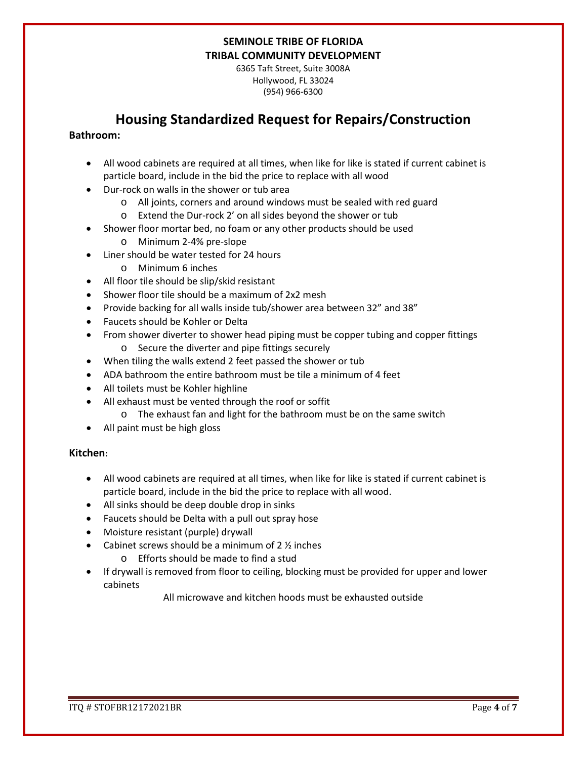**SEMINOLE TRIBE OF FLORIDA**
**TRIBAL COMMUNITY DEVELOPMENT**
6365 Taft Street, Suite 3008A
Hollywood, FL 33024
(954) 966-6300

# Housing Standardized Request for Repairs/Construction

**Bathroom:**

- All wood cabinets are required at all times, when like for like is stated if current cabinet is particle board, include in the bid the price to replace with all wood
- Dur-rock on walls in the shower or tub area
  - All joints, corners and around windows must be sealed with red guard
  - Extend the Dur-rock 2' on all sides beyond the shower or tub
- Shower floor mortar bed, no foam or any other products should be used
  - Minimum 2-4% pre-slope
- Liner should be water tested for 24 hours
  - Minimum 6 inches
- All floor tile should be slip/skid resistant
- Shower floor tile should be a maximum of 2x2 mesh
- Provide backing for all walls inside tub/shower area between 32" and 38"
- Faucets should be Kohler or Delta
- From shower diverter to shower head piping must be copper tubing and copper fittings
  - Secure the diverter and pipe fittings securely
- When tiling the walls extend 2 feet passed the shower or tub
- ADA bathroom the entire bathroom must be tile a minimum of 4 feet
- All toilets must be Kohler highline
- All exhaust must be vented through the roof or soffit
  - The exhaust fan and light for the bathroom must be on the same switch
- All paint must be high gloss

**Kitchen:**

- All wood cabinets are required at all times, when like for like is stated if current cabinet is particle board, include in the bid the price to replace with all wood.
- All sinks should be deep double drop in sinks
- Faucets should be Delta with a pull out spray hose
- Moisture resistant (purple) drywall
- Cabinet screws should be a minimum of 2 ½ inches
  - Efforts should be made to find a stud
- If drywall is removed from floor to ceiling, blocking must be provided for upper and lower cabinets

All microwave and kitchen hoods must be exhausted outside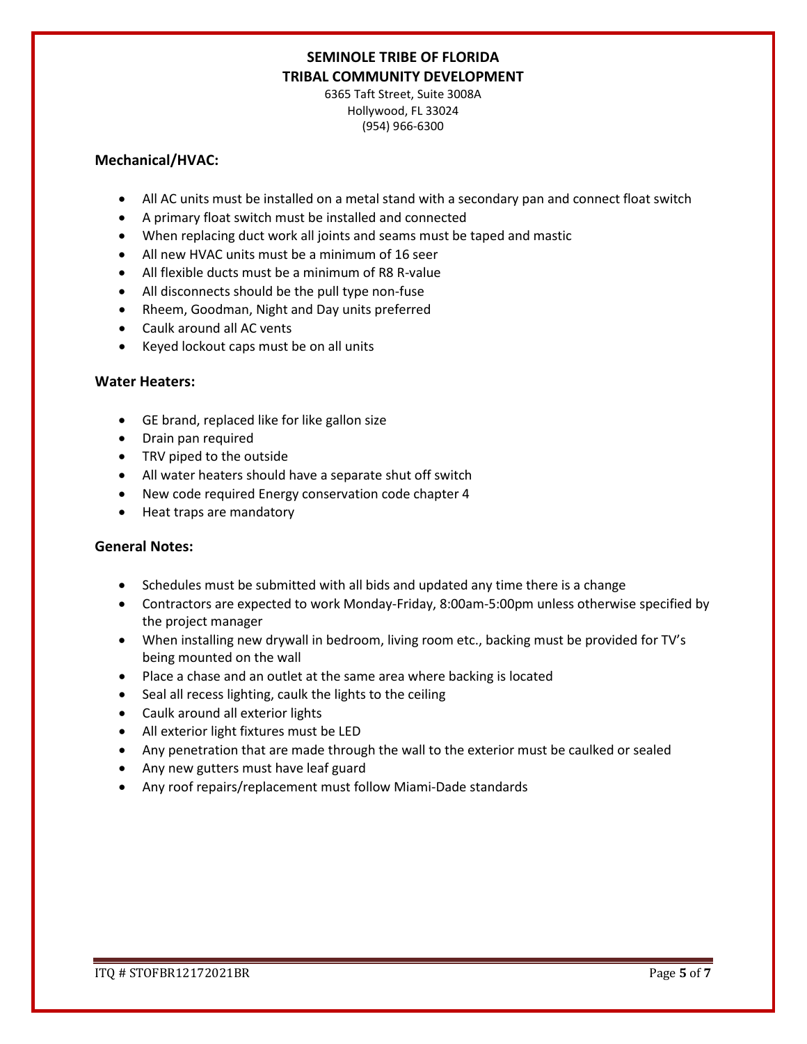**SEMINOLE TRIBE OF FLORIDA**
**TRIBAL COMMUNITY DEVELOPMENT**
6365 Taft Street, Suite 3008A
Hollywood, FL 33024
(954) 966-6300

### Mechanical/HVAC:

- All AC units must be installed on a metal stand with a secondary pan and connect float switch
- A primary float switch must be installed and connected
- When replacing duct work all joints and seams must be taped and mastic
- All new HVAC units must be a minimum of 16 seer
- All flexible ducts must be a minimum of R8 R-value
- All disconnects should be the pull type non-fuse
- Rheem, Goodman, Night and Day units preferred
- Caulk around all AC vents
- Keyed lockout caps must be on all units

### Water Heaters:

- GE brand, replaced like for like gallon size
- Drain pan required
- TRV piped to the outside
- All water heaters should have a separate shut off switch
- New code required Energy conservation code chapter 4
- Heat traps are mandatory

### General Notes:

- Schedules must be submitted with all bids and updated any time there is a change
- Contractors are expected to work Monday-Friday, 8:00am-5:00pm unless otherwise specified by the project manager
- When installing new drywall in bedroom, living room etc., backing must be provided for TV's being mounted on the wall
- Place a chase and an outlet at the same area where backing is located
- Seal all recess lighting, caulk the lights to the ceiling
- Caulk around all exterior lights
- All exterior light fixtures must be LED
- Any penetration that are made through the wall to the exterior must be caulked or sealed
- Any new gutters must have leaf guard
- Any roof repairs/replacement must follow Miami-Dade standards

ITQ # STOFBR12172021BR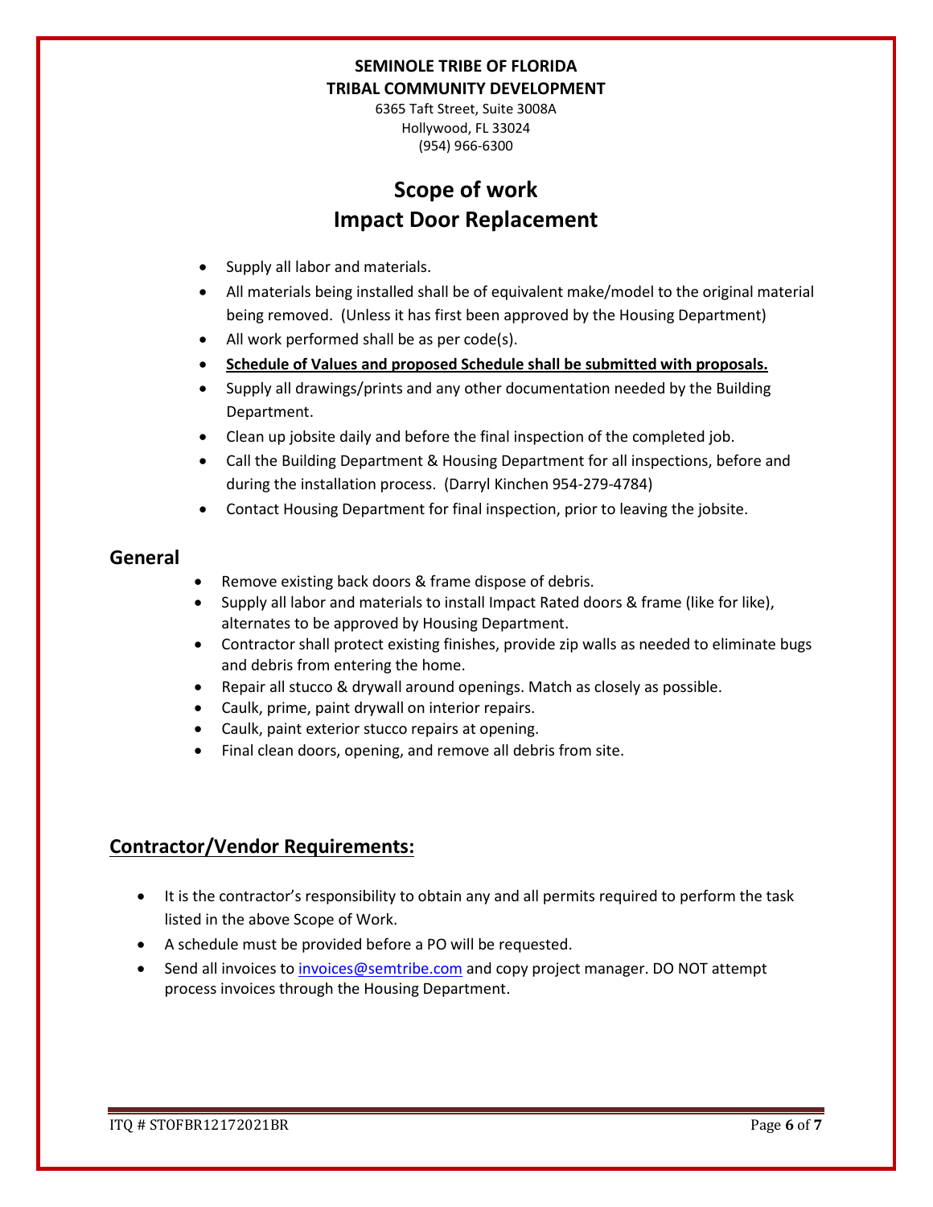**SEMINOLE TRIBE OF FLORIDA**
**TRIBAL COMMUNITY DEVELOPMENT**

6365 Taft Street, Suite 3008A
Hollywood, FL 33024
(954) 966-6300

# Scope of work
# Impact Door Replacement

- Supply all labor and materials.
- All materials being installed shall be of equivalent make/model to the original material being removed. (Unless it has first been approved by the Housing Department)
- All work performed shall be as per code(s).
- **Schedule of Values and proposed Schedule shall be submitted with proposals.**
- Supply all drawings/prints and any other documentation needed by the Building Department.
- Clean up jobsite daily and before the final inspection of the completed job.
- Call the Building Department & Housing Department for all inspections, before and during the installation process. (Darryl Kinchen 954-279-4784)
- Contact Housing Department for final inspection, prior to leaving the jobsite.

## General

- Remove existing back doors & frame dispose of debris.
- Supply all labor and materials to install Impact Rated doors & frame (like for like), alternates to be approved by Housing Department.
- Contractor shall protect existing finishes, provide zip walls as needed to eliminate bugs and debris from entering the home.
- Repair all stucco & drywall around openings. Match as closely as possible.
- Caulk, prime, paint drywall on interior repairs.
- Caulk, paint exterior stucco repairs at opening.
- Final clean doors, opening, and remove all debris from site.

## Contractor/Vendor Requirements:

- It is the contractor's responsibility to obtain any and all permits required to perform the task listed in the above Scope of Work.
- A schedule must be provided before a PO will be requested.
- Send all invoices to invoices@semtribe.com and copy project manager. DO NOT attempt process invoices through the Housing Department.

ITQ # STOFBR12172021BR